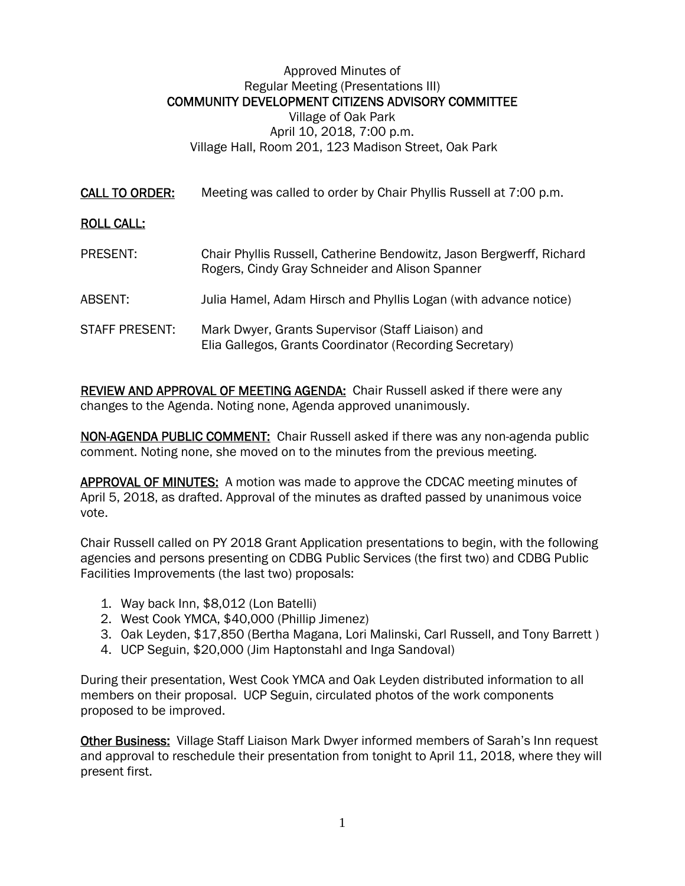Approved Minutes of
Regular Meeting (Presentations III)
**COMMUNITY DEVELOPMENT CITIZENS ADVISORY COMMITTEE**
Village of Oak Park
April 10, 2018, 7:00 p.m.
Village Hall, Room 201, 123 Madison Street, Oak Park

**CALL TO ORDER:** Meeting was called to order by Chair Phyllis Russell at 7:00 p.m.

**ROLL CALL:**

PRESENT: Chair Phyllis Russell, Catherine Bendowitz, Jason Bergwerff, Richard Rogers, Cindy Gray Schneider and Alison Spanner

ABSENT: Julia Hamel, Adam Hirsch and Phyllis Logan (with advance notice)

STAFF PRESENT: Mark Dwyer, Grants Supervisor (Staff Liaison) and Elia Gallegos, Grants Coordinator (Recording Secretary)

**REVIEW AND APPROVAL OF MEETING AGENDA:** Chair Russell asked if there were any changes to the Agenda. Noting none, Agenda approved unanimously.

**NON-AGENDA PUBLIC COMMENT:** Chair Russell asked if there was any non-agenda public comment. Noting none, she moved on to the minutes from the previous meeting.

**APPROVAL OF MINUTES:** A motion was made to approve the CDCAC meeting minutes of April 5, 2018, as drafted. Approval of the minutes as drafted passed by unanimous voice vote.

Chair Russell called on PY 2018 Grant Application presentations to begin, with the following agencies and persons presenting on CDBG Public Services (the first two) and CDBG Public Facilities Improvements (the last two) proposals:

1. Way back Inn, $8,012 (Lon Batelli)
2. West Cook YMCA, $40,000 (Phillip Jimenez)
3. Oak Leyden, $17,850 (Bertha Magana, Lori Malinski, Carl Russell, and Tony Barrett )
4. UCP Seguin, $20,000 (Jim Haptonstahl and Inga Sandoval)

During their presentation, West Cook YMCA and Oak Leyden distributed information to all members on their proposal. UCP Seguin, circulated photos of the work components proposed to be improved.

**Other Business:** Village Staff Liaison Mark Dwyer informed members of Sarah's Inn request and approval to reschedule their presentation from tonight to April 11, 2018, where they will present first.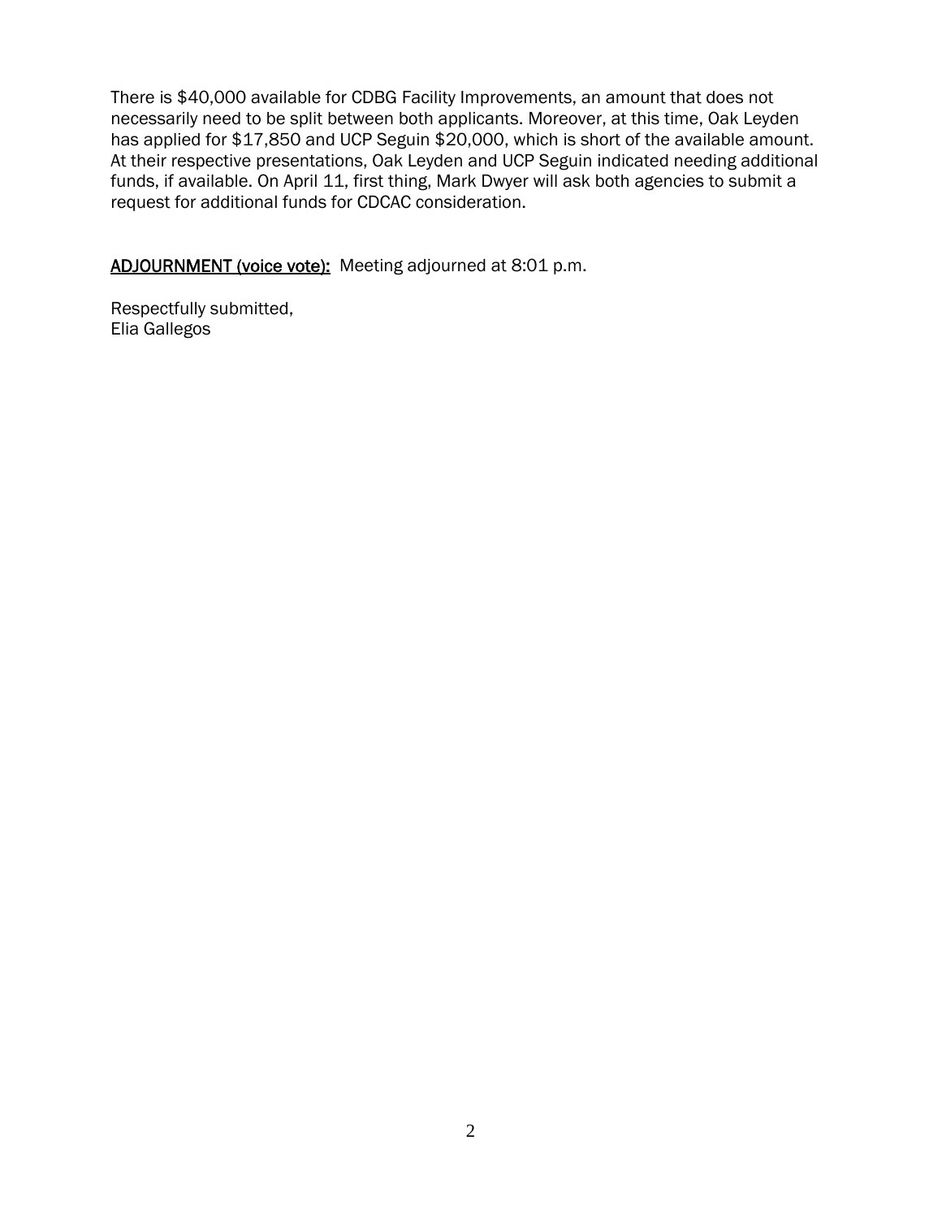There is $40,000 available for CDBG Facility Improvements, an amount that does not necessarily need to be split between both applicants. Moreover, at this time, Oak Leyden has applied for $17,850 and UCP Seguin $20,000, which is short of the available amount. At their respective presentations, Oak Leyden and UCP Seguin indicated needing additional funds, if available. On April 11, first thing, Mark Dwyer will ask both agencies to submit a request for additional funds for CDCAC consideration.

**ADJOURNMENT (voice vote):** Meeting adjourned at 8:01 p.m.

Respectfully submitted,
Elia Gallegos